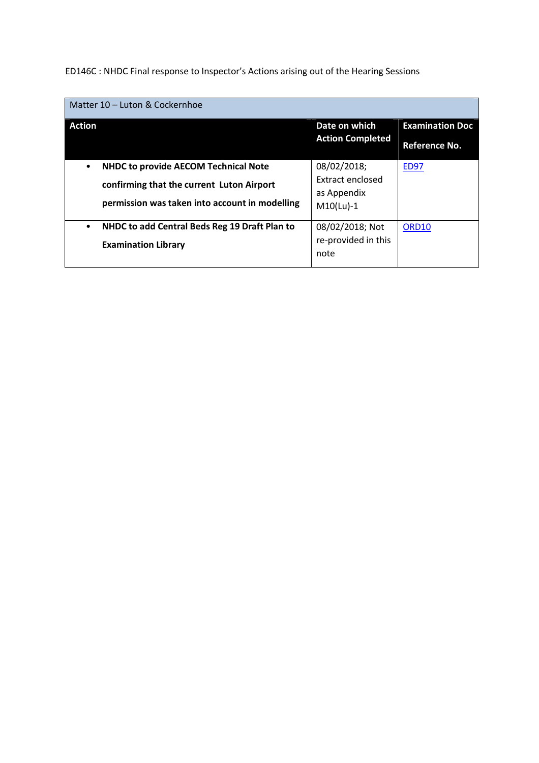ED146C : NHDC Final response to Inspector's Actions arising out of the Hearing Sessions

| Matter 10 – Luton & Cockernhoe | | |
|---|---|---|
| **Action** | **Date on which Action Completed** | **Examination Doc Reference No.** |
| • **NHDC to provide AECOM Technical Note confirming that the current Luton Airport permission was taken into account in modelling** | 08/02/2018; Extract enclosed as Appendix M10(Lu)-1 | ED97 |
| • **NHDC to add Central Beds Reg 19 Draft Plan to Examination Library** | 08/02/2018; Not re-provided in this note | ORD10 |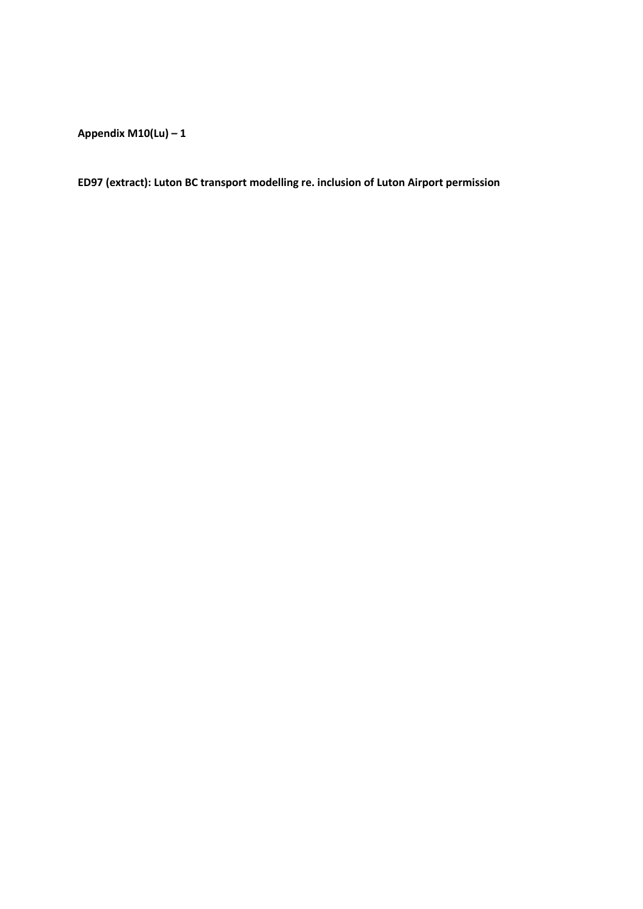**Appendix M10(Lu) – 1**

**ED97 (extract): Luton BC transport modelling re. inclusion of Luton Airport permission**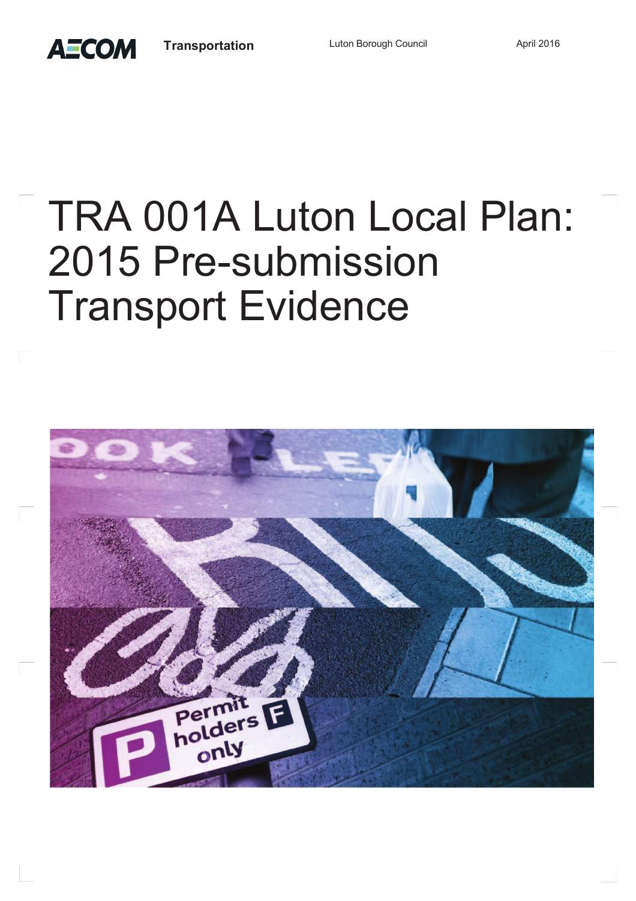AECOM Transportation Luton Borough Council April 2016

# TRA 001A Luton Local Plan: 2015 Pre-submission Transport Evidence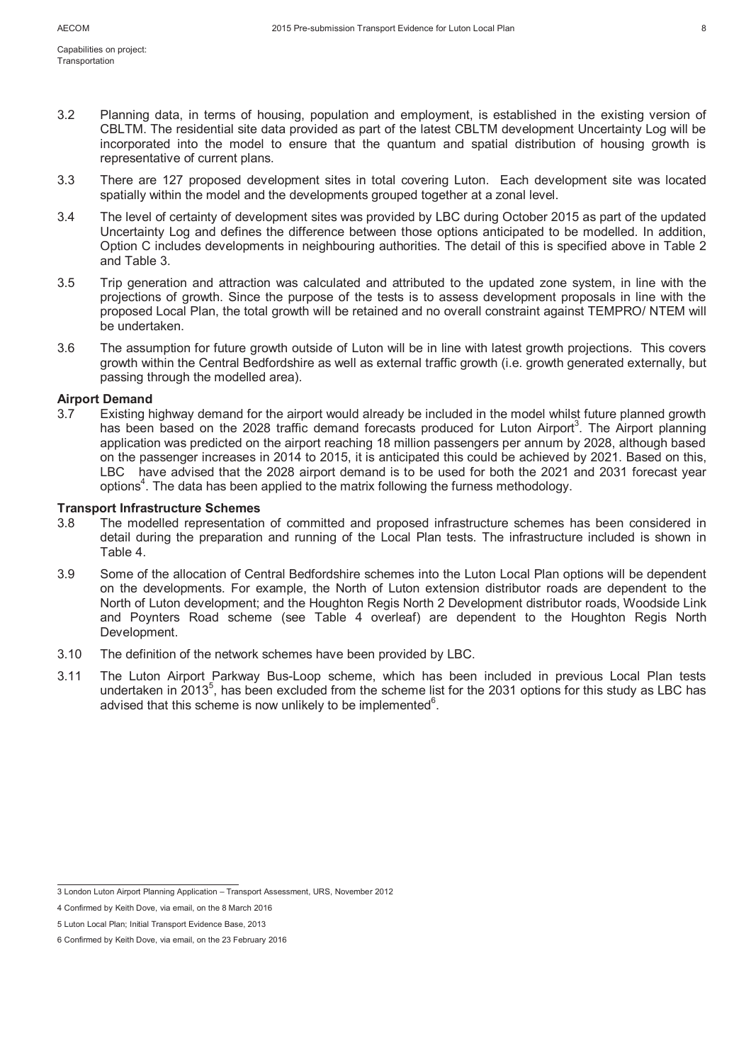3.2 Planning data, in terms of housing, population and employment, is established in the existing version of CBLTM. The residential site data provided as part of the latest CBLTM development Uncertainty Log will be incorporated into the model to ensure that the quantum and spatial distribution of housing growth is representative of current plans.

3.3 There are 127 proposed development sites in total covering Luton. Each development site was located spatially within the model and the developments grouped together at a zonal level.

3.4 The level of certainty of development sites was provided by LBC during October 2015 as part of the updated Uncertainty Log and defines the difference between those options anticipated to be modelled. In addition, Option C includes developments in neighbouring authorities. The detail of this is specified above in Table 2 and Table 3.

3.5 Trip generation and attraction was calculated and attributed to the updated zone system, in line with the projections of growth. Since the purpose of the tests is to assess development proposals in line with the proposed Local Plan, the total growth will be retained and no overall constraint against TEMPRO/ NTEM will be undertaken.

3.6 The assumption for future growth outside of Luton will be in line with latest growth projections. This covers growth within the Central Bedfordshire as well as external traffic growth (i.e. growth generated externally, but passing through the modelled area).

### Airport Demand

3.7 Existing highway demand for the airport would already be included in the model whilst future planned growth has been based on the 2028 traffic demand forecasts produced for Luton Airport[3]. The Airport planning application was predicted on the airport reaching 18 million passengers per annum by 2028, although based on the passenger increases in 2014 to 2015, it is anticipated this could be achieved by 2021. Based on this, LBC have advised that the 2028 airport demand is to be used for both the 2021 and 2031 forecast year options[4]. The data has been applied to the matrix following the furness methodology.

### Transport Infrastructure Schemes

3.8 The modelled representation of committed and proposed infrastructure schemes has been considered in detail during the preparation and running of the Local Plan tests. The infrastructure included is shown in Table 4.

3.9 Some of the allocation of Central Bedfordshire schemes into the Luton Local Plan options will be dependent on the developments. For example, the North of Luton extension distributor roads are dependent to the North of Luton development; and the Houghton Regis North 2 Development distributor roads, Woodside Link and Poynters Road scheme (see Table 4 overleaf) are dependent to the Houghton Regis North Development.

3.10 The definition of the network schemes have been provided by LBC.

3.11 The Luton Airport Parkway Bus-Loop scheme, which has been included in previous Local Plan tests undertaken in 2013[5], has been excluded from the scheme list for the 2031 options for this study as LBC has advised that this scheme is now unlikely to be implemented[6].

---

3 London Luton Airport Planning Application – Transport Assessment, URS, November 2012

4 Confirmed by Keith Dove, via email, on the 8 March 2016

5 Luton Local Plan; Initial Transport Evidence Base, 2013

6 Confirmed by Keith Dove, via email, on the 23 February 2016